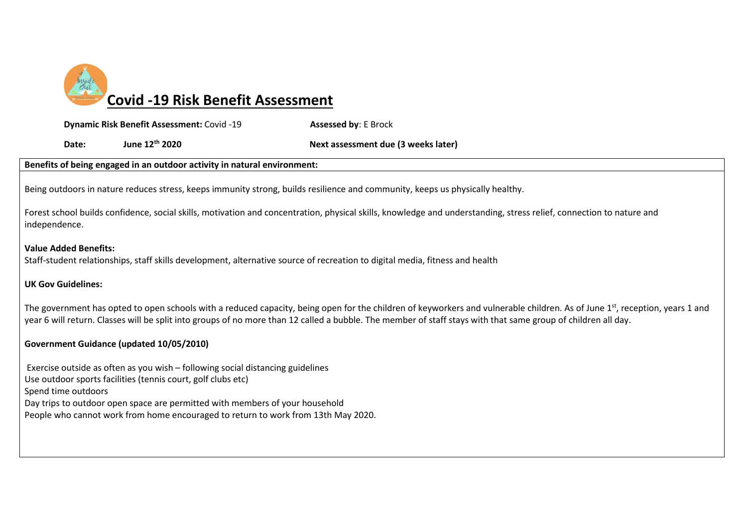# Covid -19 Risk Benefit Assessment

**Dynamic Risk Benefit Assessment:** Covid -19 **Assessed by**: E Brock

**Date:** **June 12th 2020** **Next assessment due (3 weeks later)**

**Benefits of being engaged in an outdoor activity in natural environment:**

Being outdoors in nature reduces stress, keeps immunity strong, builds resilience and community, keeps us physically healthy.

Forest school builds confidence, social skills, motivation and concentration, physical skills, knowledge and understanding, stress relief, connection to nature and independence.

**Value Added Benefits:**
Staff-student relationships, staff skills development, alternative source of recreation to digital media, fitness and health

**UK Gov Guidelines:**

The government has opted to open schools with a reduced capacity, being open for the children of keyworkers and vulnerable children. As of June 1st, reception, years 1 and year 6 will return. Classes will be split into groups of no more than 12 called a bubble. The member of staff stays with that same group of children all day.

**Government Guidance (updated 10/05/2010)**

Exercise outside as often as you wish – following social distancing guidelines
Use outdoor sports facilities (tennis court, golf clubs etc)
Spend time outdoors
Day trips to outdoor open space are permitted with members of your household
People who cannot work from home encouraged to return to work from 13th May 2020.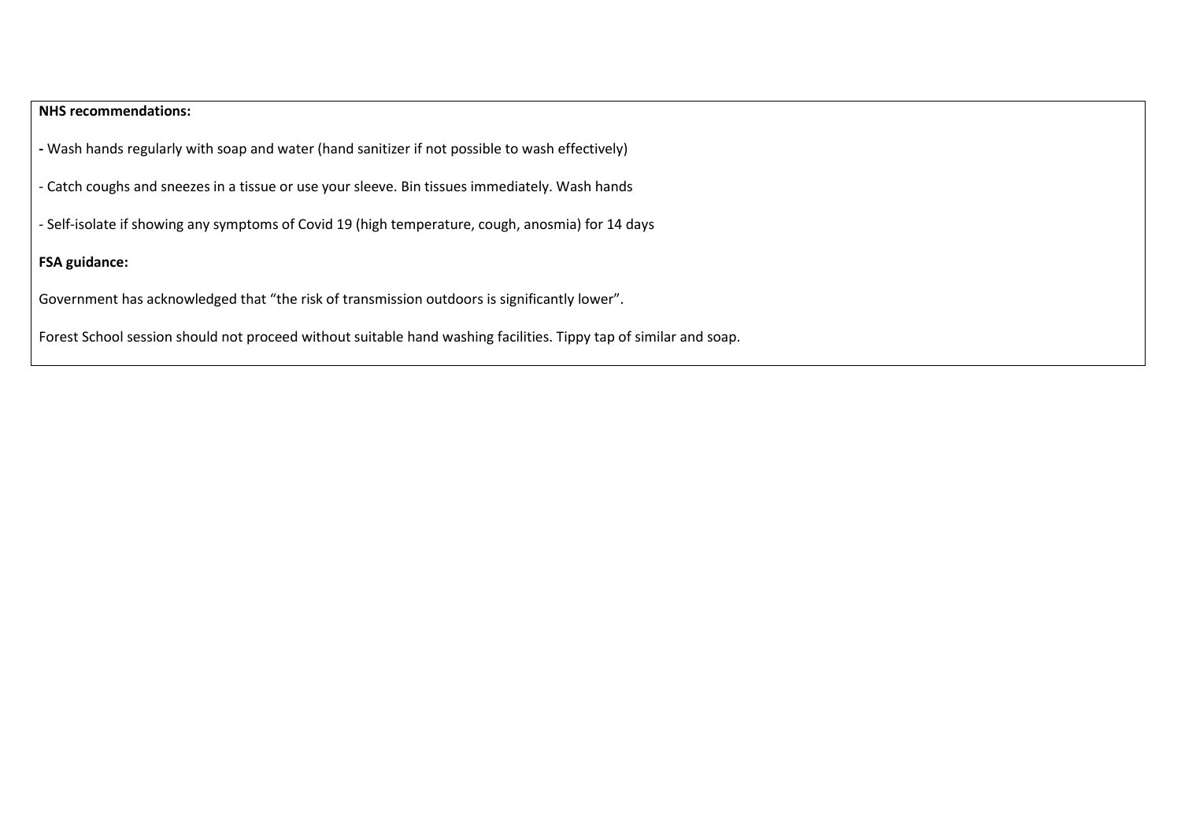**NHS recommendations:**

- Wash hands regularly with soap and water (hand sanitizer if not possible to wash effectively)

- Catch coughs and sneezes in a tissue or use your sleeve. Bin tissues immediately. Wash hands

- Self-isolate if showing any symptoms of Covid 19 (high temperature, cough, anosmia) for 14 days

**FSA guidance:**

Government has acknowledged that "the risk of transmission outdoors is significantly lower".

Forest School session should not proceed without suitable hand washing facilities. Tippy tap of similar and soap.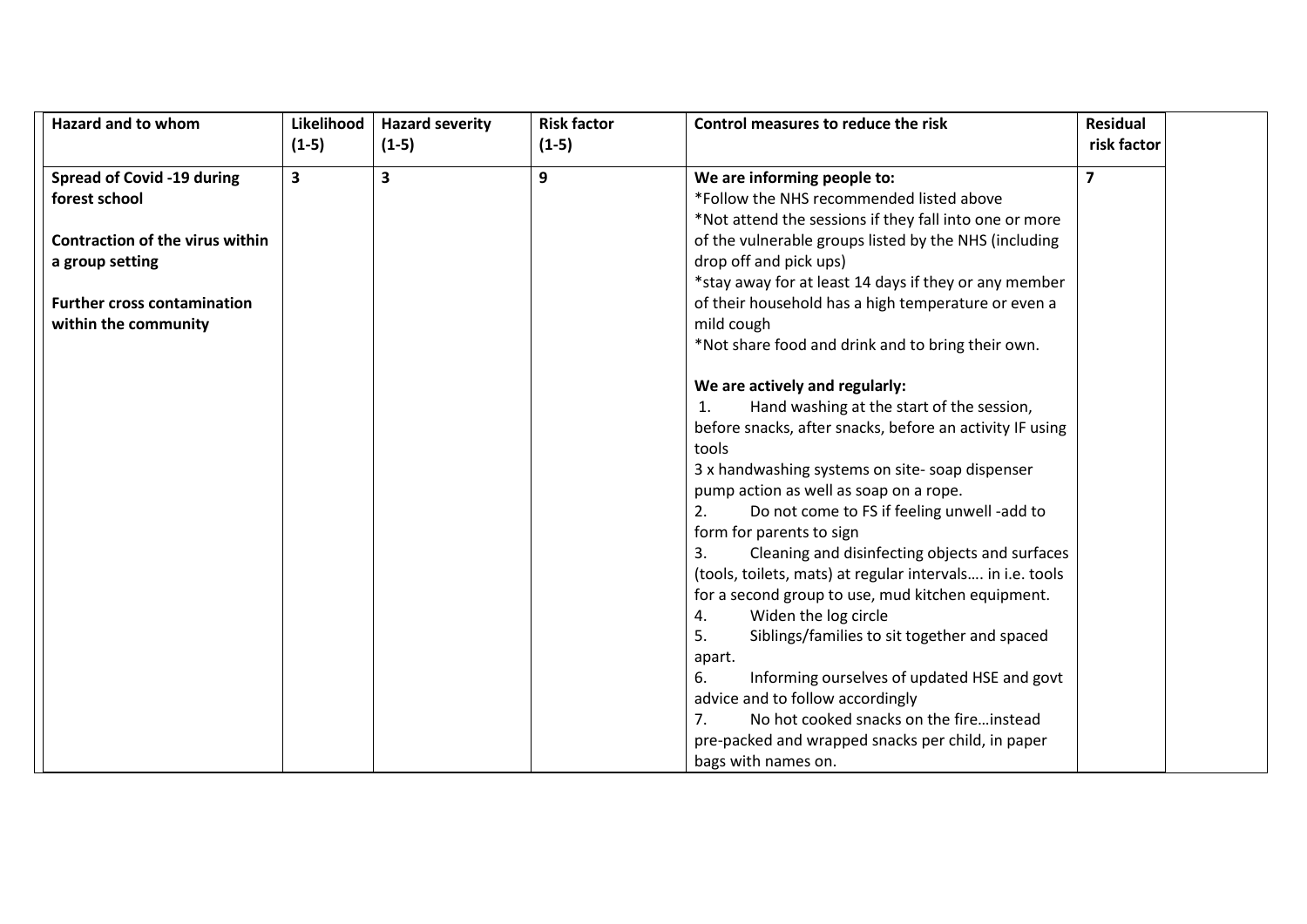| Hazard and to whom | Likelihood (1-5) | Hazard severity (1-5) | Risk factor (1-5) | Control measures to reduce the risk | Residual risk factor | |
|---|---|---|---|---|---|---|
| **Spread of Covid -19 during forest school**<br><br>**Contraction of the virus within a group setting**<br><br>**Further cross contamination within the community** | **3** | **3** | **9** | **We are informing people to:**<br>*Follow the NHS recommended listed above<br>*Not attend the sessions if they fall into one or more of the vulnerable groups listed by the NHS (including drop off and pick ups)<br>*stay away for at least 14 days if they or any member of their household has a high temperature or even a mild cough<br>*Not share food and drink and to bring their own.<br><br>**We are actively and regularly:**<br>1. Hand washing at the start of the session, before snacks, after snacks, before an activity IF using tools<br>3 x handwashing systems on site- soap dispenser pump action as well as soap on a rope.<br>2. Do not come to FS if feeling unwell -add to form for parents to sign<br>3. Cleaning and disinfecting objects and surfaces (tools, toilets, mats) at regular intervals…. in i.e. tools for a second group to use, mud kitchen equipment.<br>4. Widen the log circle<br>5. Siblings/families to sit together and spaced apart.<br>6. Informing ourselves of updated HSE and govt advice and to follow accordingly<br>7. No hot cooked snacks on the fire…instead pre-packed and wrapped snacks per child, in paper bags with names on. | **7** | |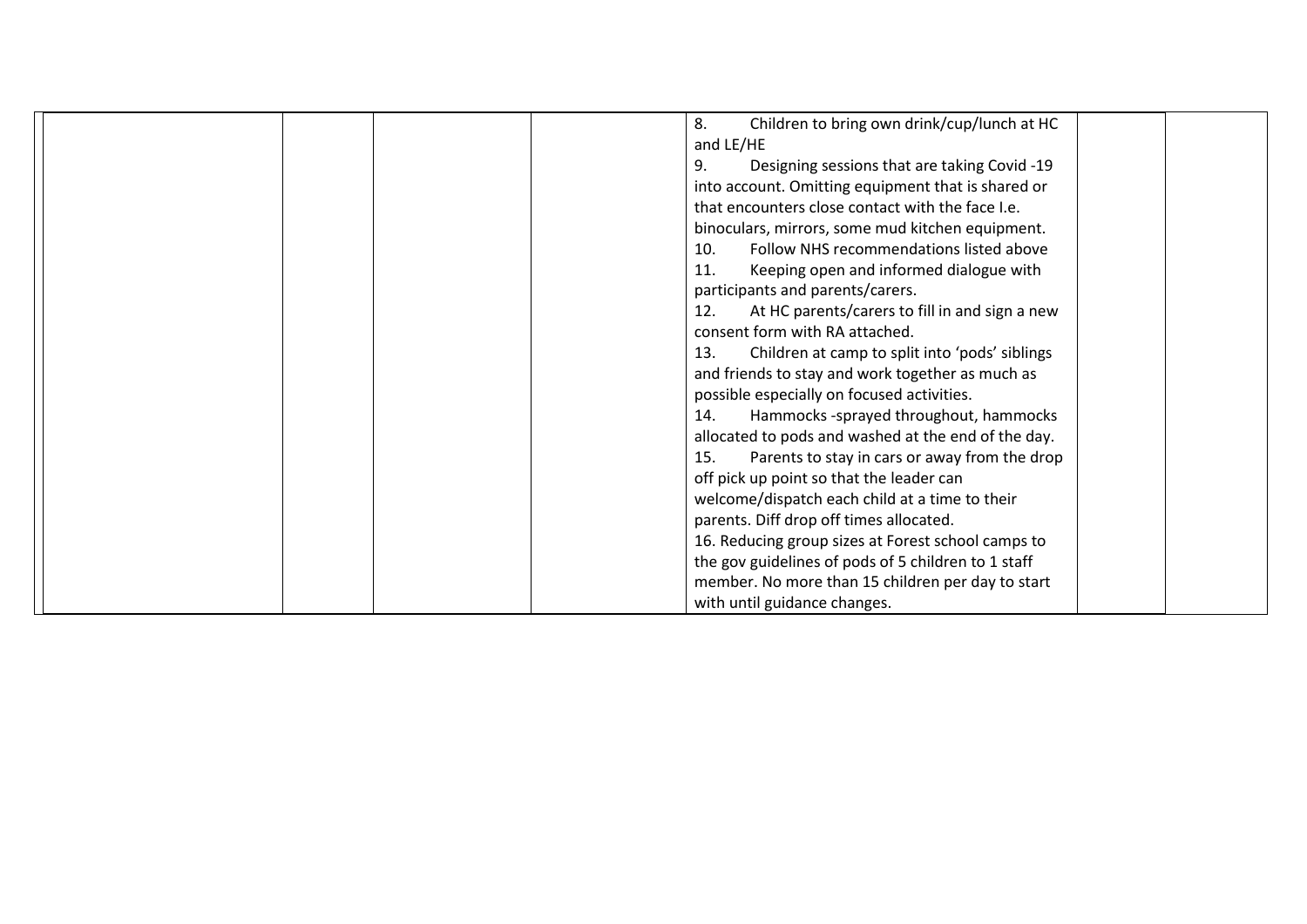| | | | | | | |
|---|---|---|---|---|---|---|
| | | | | 8. Children to bring own drink/cup/lunch at HC and LE/HE<br>9. Designing sessions that are taking Covid -19 into account. Omitting equipment that is shared or that encounters close contact with the face I.e. binoculars, mirrors, some mud kitchen equipment.<br>10. Follow NHS recommendations listed above<br>11. Keeping open and informed dialogue with participants and parents/carers.<br>12. At HC parents/carers to fill in and sign a new consent form with RA attached.<br>13. Children at camp to split into 'pods' siblings and friends to stay and work together as much as possible especially on focused activities.<br>14. Hammocks -sprayed throughout, hammocks allocated to pods and washed at the end of the day.<br>15. Parents to stay in cars or away from the drop off pick up point so that the leader can welcome/dispatch each child at a time to their parents. Diff drop off times allocated.<br>16. Reducing group sizes at Forest school camps to the gov guidelines of pods of 5 children to 1 staff member. No more than 15 children per day to start with until guidance changes. | | |